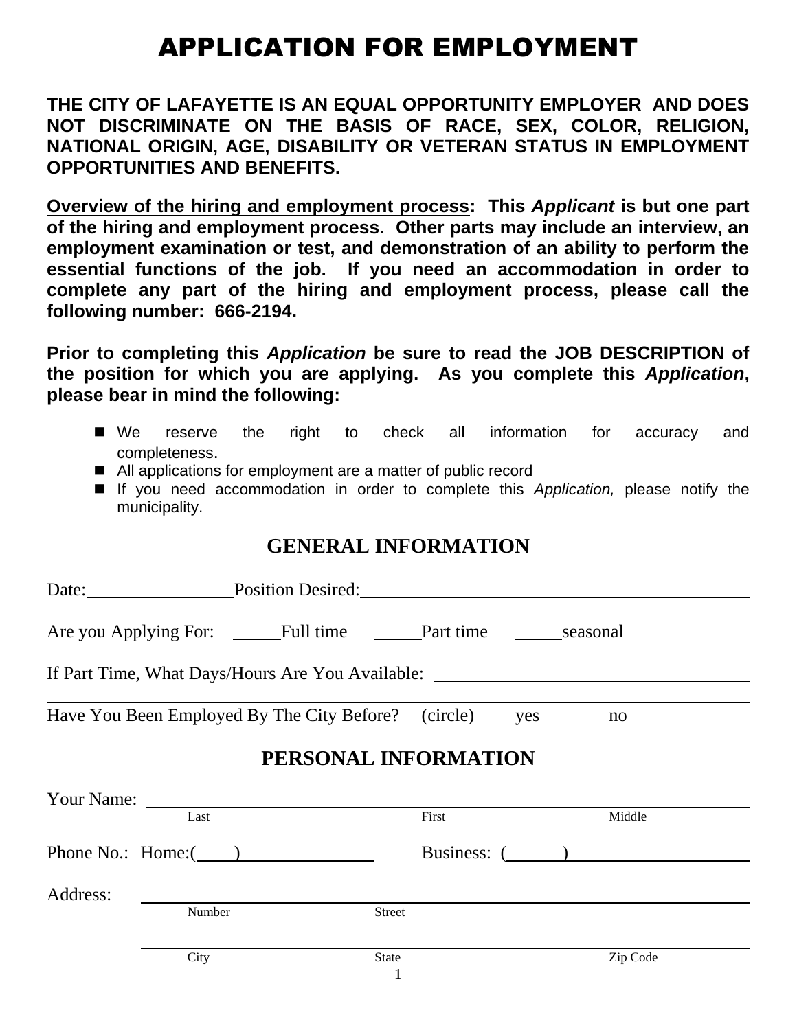# APPLICATION FOR EMPLOYMENT

**THE CITY OF LAFAYETTE IS AN EQUAL OPPORTUNITY EMPLOYER AND DOES NOT DISCRIMINATE ON THE BASIS OF RACE, SEX, COLOR, RELIGION, NATIONAL ORIGIN, AGE, DISABILITY OR VETERAN STATUS IN EMPLOYMENT OPPORTUNITIES AND BENEFITS.**

**<u>Overview of the hiring and employment process</u>: This *Applicant* is but one part of the hiring and employment process. Other parts may include an interview, an employment examination or test, and demonstration of an ability to perform the essential functions of the job. If you need an accommodation in order to complete any part of the hiring and employment process, please call the following number: 666-2194.**

**Prior to completing this *Application* be sure to read the JOB DESCRIPTION of the position for which you are applying. As you complete this *Application*, please bear in mind the following:**

- We reserve the right to check all information for accuracy and completeness.
- All applications for employment are a matter of public record
- If you need accommodation in order to complete this *Application,* please notify the municipality.

## GENERAL INFORMATION

Date:________________ Position Desired:__________________________________________

Are you Applying For: _____Full time _____Part time _____seasonal

If Part Time, What Days/Hours Are You Available: __________________________________

___________________________________________________________________________

Have You Been Employed By The City Before? (circle) yes no

## PERSONAL INFORMATION

Your Name: ______________________________________________________________
Last First Middle

Phone No.: Home:(____)______________ Business: (______)____________________

Address: ________________________________________________________________
Number Street

________________________________________________________________
City State Zip Code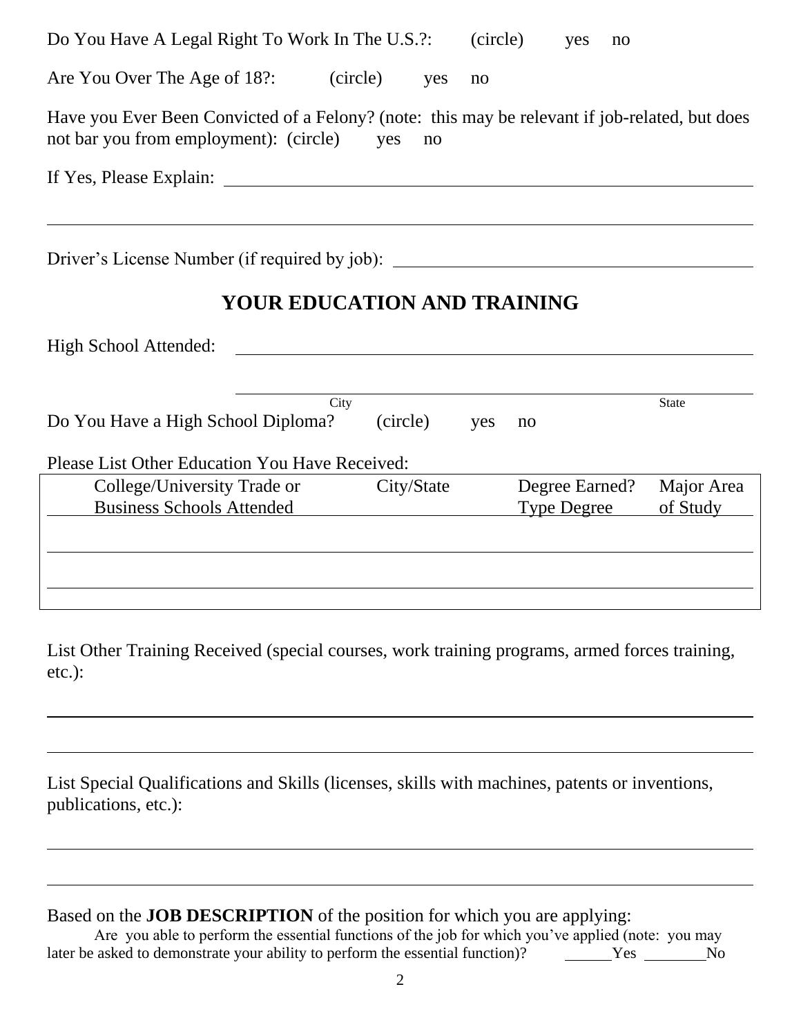Do You Have A Legal Right To Work In The U.S.?: (circle) yes no

Are You Over The Age of 18?: (circle) yes no

Have you Ever Been Convicted of a Felony? (note: this may be relevant if job-related, but does not bar you from employment): (circle) yes no

If Yes, Please Explain: ______________________________________________

______________________________________________

Driver's License Number (if required by job): ______________________________

## YOUR EDUCATION AND TRAINING

High School Attended: ______________________________________________

______________________________________________

City State

Do You Have a High School Diploma? (circle) yes no

Please List Other Education You Have Received:

| College/University Trade or Business Schools Attended | City/State | Degree Earned? Type Degree | Major Area of Study |
|---|---|---|---|
| | | | |
| | | | |

List Other Training Received (special courses, work training programs, armed forces training, etc.):

______________________________________________

______________________________________________

List Special Qualifications and Skills (licenses, skills with machines, patents or inventions, publications, etc.):

______________________________________________

______________________________________________

Based on the **JOB DESCRIPTION** of the position for which you are applying:

Are you able to perform the essential functions of the job for which you've applied (note: you may later be asked to demonstrate your ability to perform the essential function)? ______Yes ________No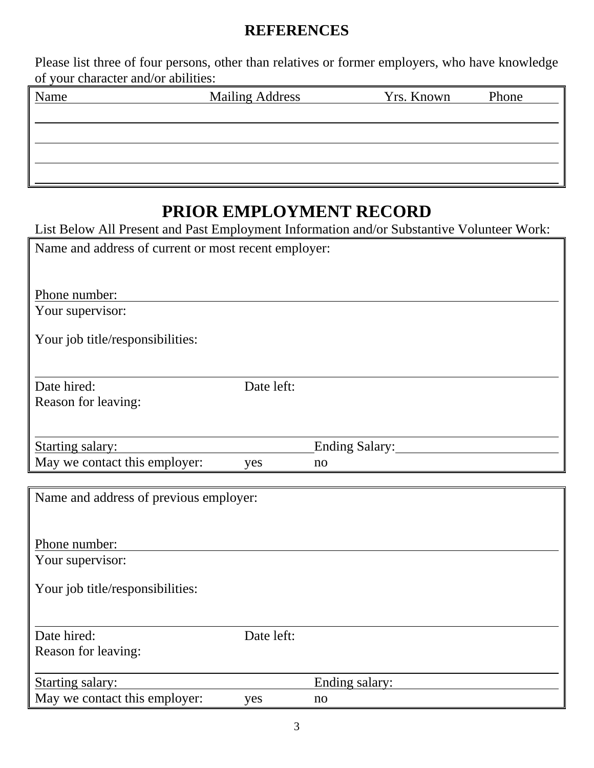## REFERENCES

Please list three of four persons, other than relatives or former employers, who have knowledge of your character and/or abilities:

| Name | Mailing Address | Yrs. Known | Phone |
|---|---|---|---|
| | | | |
| | | | |
| | | | |
| | | | |

## PRIOR EMPLOYMENT RECORD

List Below All Present and Past Employment Information and/or Substantive Volunteer Work:

Name and address of current or most recent employer:

Phone number:

Your supervisor:

Your job title/responsibilities:

Date hired: Date left:

Reason for leaving:

Starting salary: Ending Salary:

May we contact this employer: yes no

---

Name and address of previous employer:

Phone number:

Your supervisor:

Your job title/responsibilities:

Date hired: Date left:

Reason for leaving:

Starting salary: Ending salary:

May we contact this employer: yes no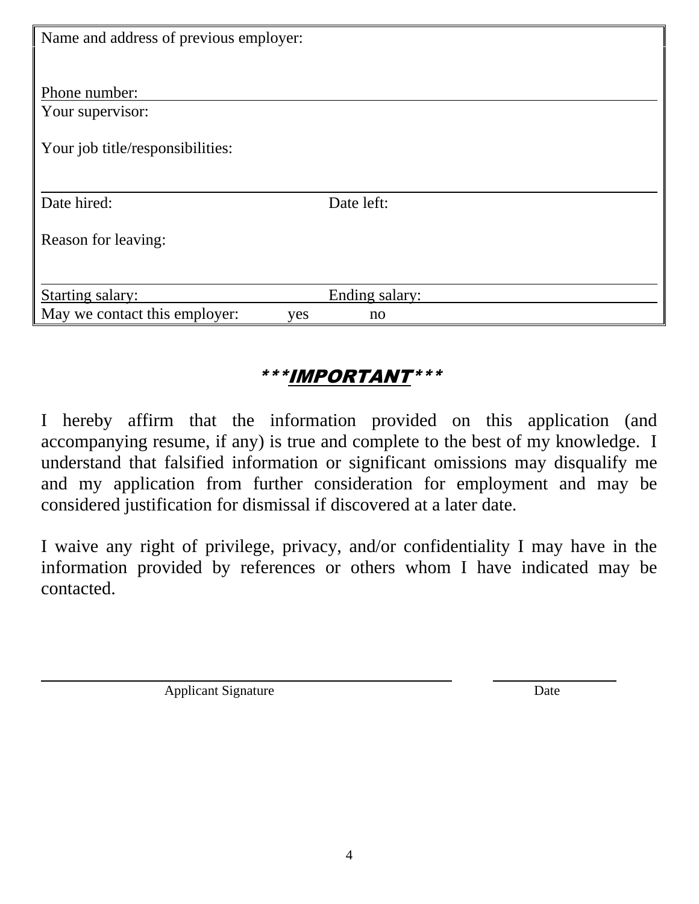| | |
|---|---|
| Name and address of previous employer: | |
| Phone number: | |
| Your supervisor: | |
| Your job title/responsibilities: | |
| Date hired: | Date left: |
| Reason for leaving: | |
| Starting salary: | Ending salary: |
| May we contact this employer: yes no | |

## ****IMPORTANT****

I hereby affirm that the information provided on this application (and accompanying resume, if any) is true and complete to the best of my knowledge. I understand that falsified information or significant omissions may disqualify me and my application from further consideration for employment and may be considered justification for dismissal if discovered at a later date.

I waive any right of privilege, privacy, and/or confidentiality I may have in the information provided by references or others whom I have indicated may be contacted.

\_\_\_\_\_\_\_\_\_\_\_\_\_\_\_\_\_\_\_\_\_\_\_\_\_\_\_\_\_\_\_\_\_\_\_\_\_\_ \_\_\_\_\_\_\_\_\_\_\_\_\_\_\_\_

Applicant Signature Date